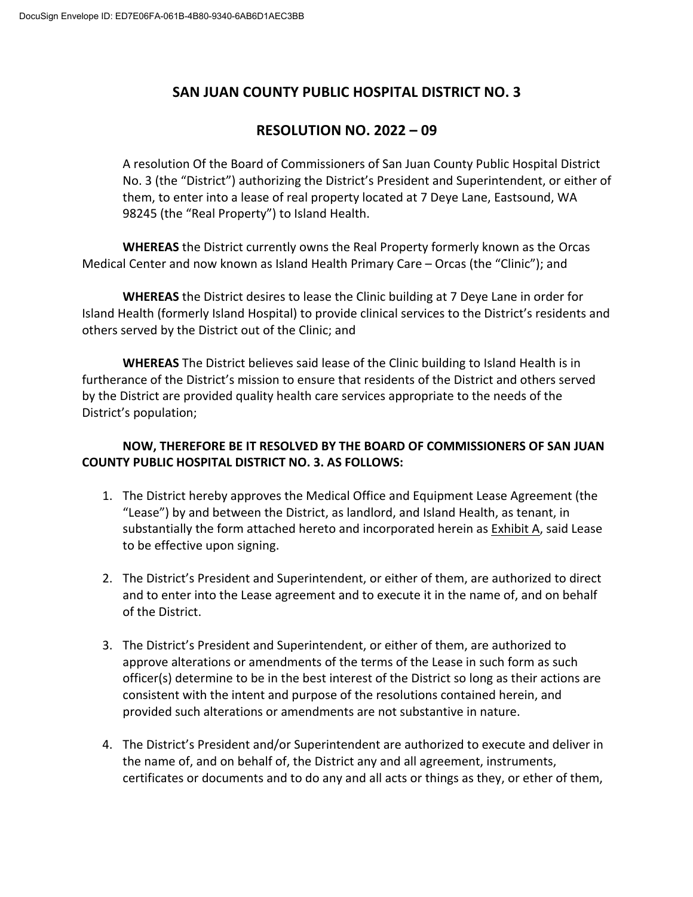DocuSign Envelope ID: ED7E06FA-061B-4B80-9340-6AB6D1AEC3BB

# SAN JUAN COUNTY PUBLIC HOSPITAL DISTRICT NO. 3

## RESOLUTION NO. 2022 – 09

A resolution Of the Board of Commissioners of San Juan County Public Hospital District No. 3 (the "District") authorizing the District's President and Superintendent, or either of them, to enter into a lease of real property located at 7 Deye Lane, Eastsound, WA 98245 (the "Real Property") to Island Health.

**WHEREAS** the District currently owns the Real Property formerly known as the Orcas Medical Center and now known as Island Health Primary Care – Orcas (the "Clinic"); and

**WHEREAS** the District desires to lease the Clinic building at 7 Deye Lane in order for Island Health (formerly Island Hospital) to provide clinical services to the District's residents and others served by the District out of the Clinic; and

**WHEREAS** The District believes said lease of the Clinic building to Island Health is in furtherance of the District's mission to ensure that residents of the District and others served by the District are provided quality health care services appropriate to the needs of the District's population;

**NOW, THEREFORE BE IT RESOLVED BY THE BOARD OF COMMISSIONERS OF SAN JUAN COUNTY PUBLIC HOSPITAL DISTRICT NO. 3. AS FOLLOWS:**

1. The District hereby approves the Medical Office and Equipment Lease Agreement (the "Lease") by and between the District, as landlord, and Island Health, as tenant, in substantially the form attached hereto and incorporated herein as Exhibit A, said Lease to be effective upon signing.

2. The District's President and Superintendent, or either of them, are authorized to direct and to enter into the Lease agreement and to execute it in the name of, and on behalf of the District.

3. The District's President and Superintendent, or either of them, are authorized to approve alterations or amendments of the terms of the Lease in such form as such officer(s) determine to be in the best interest of the District so long as their actions are consistent with the intent and purpose of the resolutions contained herein, and provided such alterations or amendments are not substantive in nature.

4. The District's President and/or Superintendent are authorized to execute and deliver in the name of, and on behalf of, the District any and all agreement, instruments, certificates or documents and to do any and all acts or things as they, or ether of them,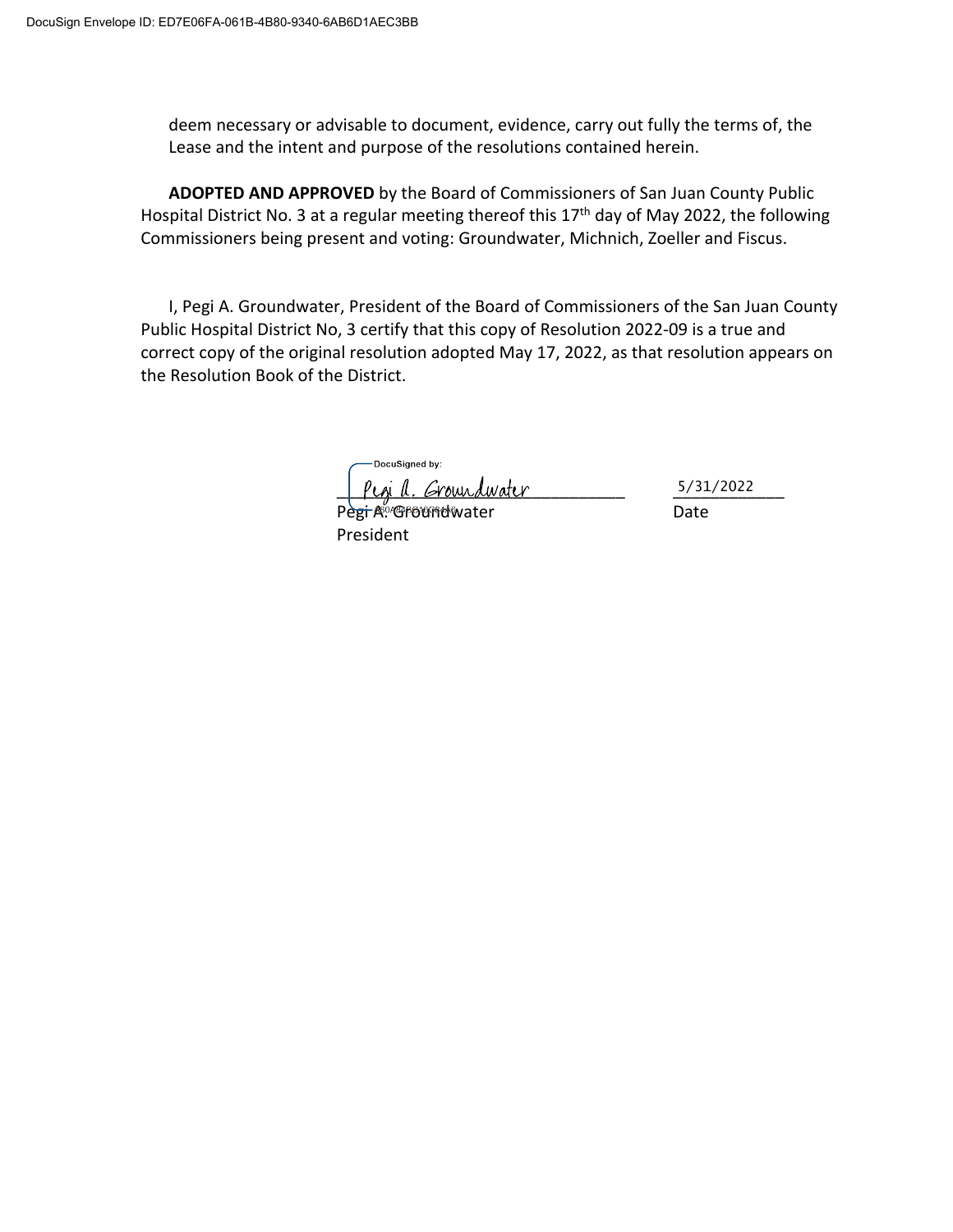deem necessary or advisable to document, evidence, carry out fully the terms of, the Lease and the intent and purpose of the resolutions contained herein.

**ADOPTED AND APPROVED** by the Board of Commissioners of San Juan County Public Hospital District No. 3 at a regular meeting thereof this 17th day of May 2022, the following Commissioners being present and voting: Groundwater, Michnich, Zoeller and Fiscus.

I, Pegi A. Groundwater, President of the Board of Commissioners of the San Juan County Public Hospital District No, 3 certify that this copy of Resolution 2022-09 is a true and correct copy of the original resolution adopted May 17, 2022, as that resolution appears on the Resolution Book of the District.

DocuSigned by:
Pegi A. Groundwater
Pegi A. Groundwater
President

5/31/2022
Date